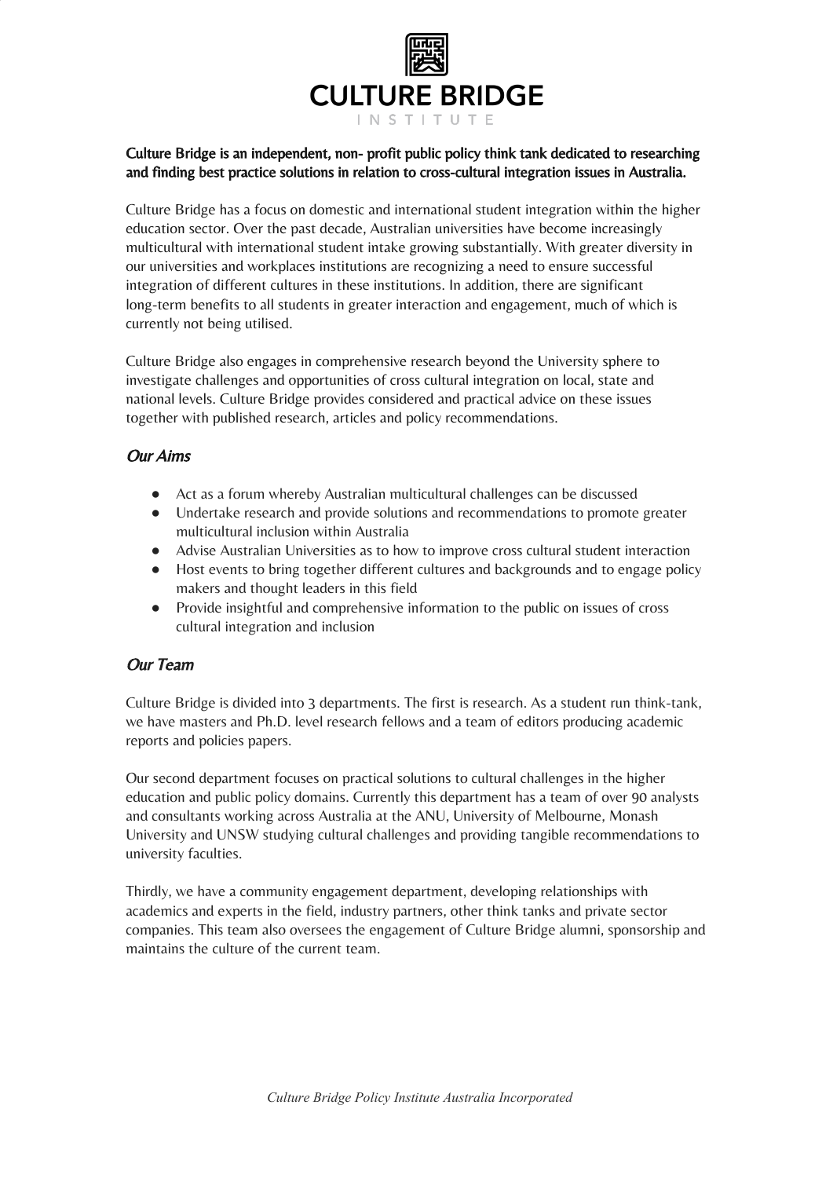# CULTURE BRIDGE

INSTITUTE

**Culture Bridge is an independent, non- profit public policy think tank dedicated to researching and finding best practice solutions in relation to cross-cultural integration issues in Australia.**

Culture Bridge has a focus on domestic and international student integration within the higher education sector. Over the past decade, Australian universities have become increasingly multicultural with international student intake growing substantially. With greater diversity in our universities and workplaces institutions are recognizing a need to ensure successful integration of different cultures in these institutions. In addition, there are significant long-term benefits to all students in greater interaction and engagement, much of which is currently not being utilised.

Culture Bridge also engages in comprehensive research beyond the University sphere to investigate challenges and opportunities of cross cultural integration on local, state and national levels. Culture Bridge provides considered and practical advice on these issues together with published research, articles and policy recommendations.

## *Our Aims*

- Act as a forum whereby Australian multicultural challenges can be discussed
- Undertake research and provide solutions and recommendations to promote greater multicultural inclusion within Australia
- Advise Australian Universities as to how to improve cross cultural student interaction
- Host events to bring together different cultures and backgrounds and to engage policy makers and thought leaders in this field
- Provide insightful and comprehensive information to the public on issues of cross cultural integration and inclusion

## *Our Team*

Culture Bridge is divided into 3 departments. The first is research. As a student run think-tank, we have masters and Ph.D. level research fellows and a team of editors producing academic reports and policies papers.

Our second department focuses on practical solutions to cultural challenges in the higher education and public policy domains. Currently this department has a team of over 90 analysts and consultants working across Australia at the ANU, University of Melbourne, Monash University and UNSW studying cultural challenges and providing tangible recommendations to university faculties.

Thirdly, we have a community engagement department, developing relationships with academics and experts in the field, industry partners, other think tanks and private sector companies. This team also oversees the engagement of Culture Bridge alumni, sponsorship and maintains the culture of the current team.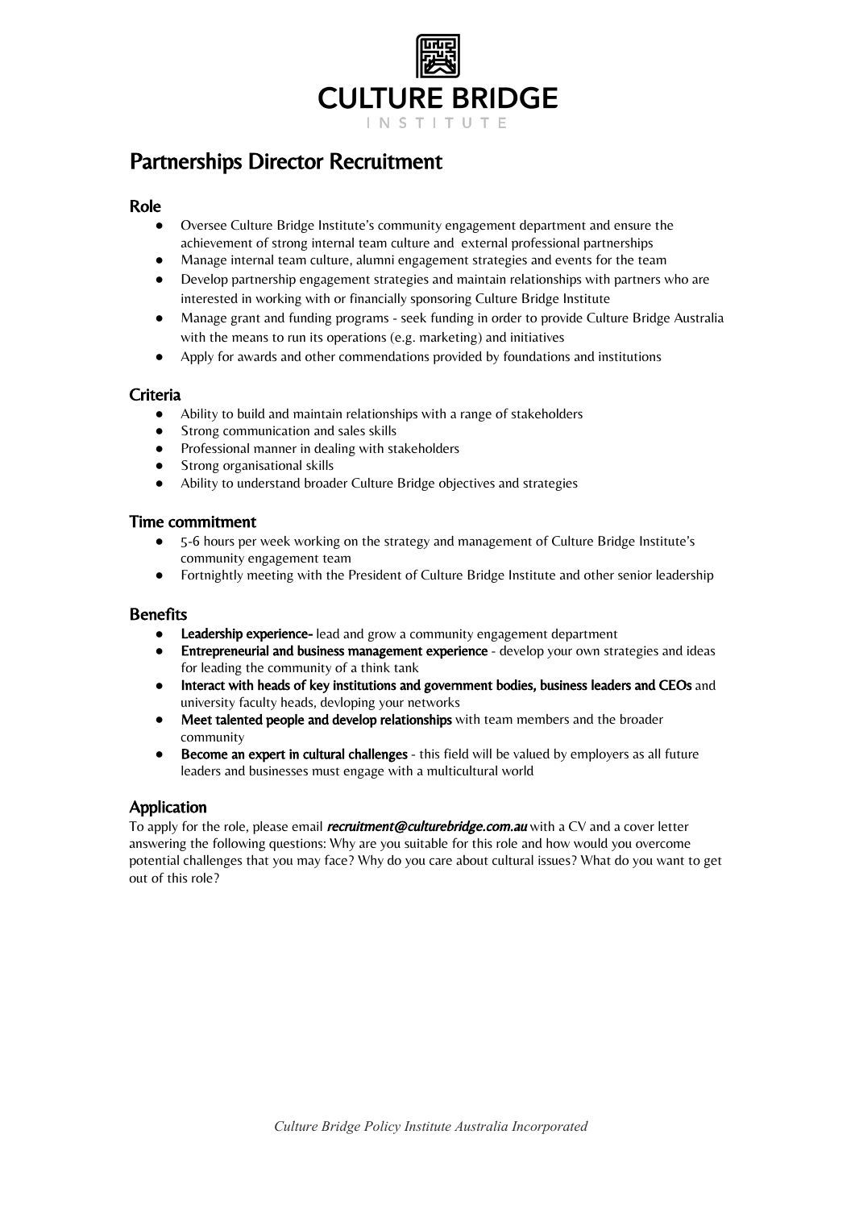CULTURE BRIDGE

INSTITUTE

# Partnerships Director Recruitment

## Role

- Oversee Culture Bridge Institute's community engagement department and ensure the achievement of strong internal team culture and external professional partnerships
- Manage internal team culture, alumni engagement strategies and events for the team
- Develop partnership engagement strategies and maintain relationships with partners who are interested in working with or financially sponsoring Culture Bridge Institute
- Manage grant and funding programs - seek funding in order to provide Culture Bridge Australia with the means to run its operations (e.g. marketing) and initiatives
- Apply for awards and other commendations provided by foundations and institutions

## Criteria

- Ability to build and maintain relationships with a range of stakeholders
- Strong communication and sales skills
- Professional manner in dealing with stakeholders
- Strong organisational skills
- Ability to understand broader Culture Bridge objectives and strategies

## Time commitment

- 5-6 hours per week working on the strategy and management of Culture Bridge Institute's community engagement team
- Fortnightly meeting with the President of Culture Bridge Institute and other senior leadership

## Benefits

- **Leadership experience-** lead and grow a community engagement department
- **Entrepreneurial and business management experience** - develop your own strategies and ideas for leading the community of a think tank
- **Interact with heads of key institutions and government bodies, business leaders and CEOs** and university faculty heads, devloping your networks
- **Meet talented people and develop relationships** with team members and the broader community
- **Become an expert in cultural challenges** - this field will be valued by employers as all future leaders and businesses must engage with a multicultural world

## Application

To apply for the role, please email ***recruitment@culturebridge.com.au*** with a CV and a cover letter answering the following questions: Why are you suitable for this role and how would you overcome potential challenges that you may face? Why do you care about cultural issues? What do you want to get out of this role?

*Culture Bridge Policy Institute Australia Incorporated*